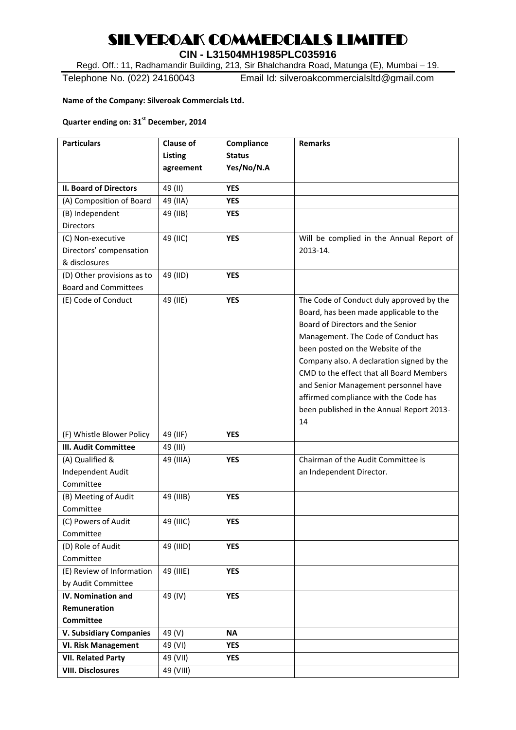# SILVEROAK COMMERCIALS LIMITED

**CIN - L31504MH1985PLC035916**

Regd. Off.: 11, Radhamandir Building, 213, Sir Bhalchandra Road, Matunga (E), Mumbai – 19.

Telephone No. (022) 24160043 Email Id: silveroakcommercialsltd@gmail.com

**Name of the Company: Silveroak Commercials Ltd.**

**Quarter ending on: 31st December, 2014**

| Particulars | Clause of Listing agreement | Compliance Status Yes/No/N.A | Remarks |
|---|---|---|---|
| **II. Board of Directors** | 49 (II) | **YES** | |
| (A) Composition of Board | 49 (IIA) | **YES** | |
| (B) Independent Directors | 49 (IIB) | **YES** | |
| (C) Non-executive Directors' compensation & disclosures | 49 (IIC) | **YES** | Will be complied in the Annual Report of 2013-14. |
| (D) Other provisions as to Board and Committees | 49 (IID) | **YES** | |
| (E) Code of Conduct | 49 (IIE) | **YES** | The Code of Conduct duly approved by the Board, has been made applicable to the Board of Directors and the Senior Management. The Code of Conduct has been posted on the Website of the Company also. A declaration signed by the CMD to the effect that all Board Members and Senior Management personnel have affirmed compliance with the Code has been published in the Annual Report 2013-14 |
| (F) Whistle Blower Policy | 49 (IIF) | **YES** | |
| **III. Audit Committee** | 49 (III) | | |
| (A) Qualified & Independent Audit Committee | 49 (IIIA) | **YES** | Chairman of the Audit Committee is an Independent Director. |
| (B) Meeting of Audit Committee | 49 (IIIB) | **YES** | |
| (C) Powers of Audit Committee | 49 (IIIC) | **YES** | |
| (D) Role of Audit Committee | 49 (IIID) | **YES** | |
| (E) Review of Information by Audit Committee | 49 (IIIE) | **YES** | |
| **IV. Nomination and Remuneration Committee** | 49 (IV) | **YES** | |
| **V. Subsidiary Companies** | 49 (V) | **NA** | |
| **VI. Risk Management** | 49 (VI) | **YES** | |
| **VII. Related Party** | 49 (VII) | **YES** | |
| **VIII. Disclosures** | 49 (VIII) | | |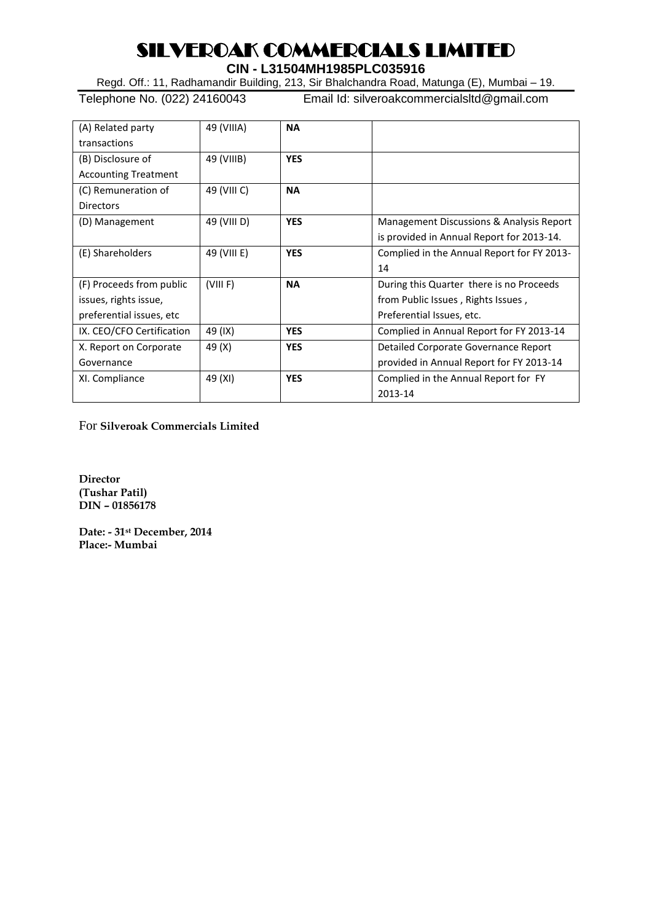# SILVEROAK COMMERCIALS LIMITED

**CIN - L31504MH1985PLC035916**

Regd. Off.: 11, Radhamandir Building, 213, Sir Bhalchandra Road, Matunga (E), Mumbai – 19.

Telephone No. (022) 24160043 Email Id: silveroakcommercialsltd@gmail.com

| | | | |
|---|---|---|---|
| (A) Related party transactions | 49 (VIIIA) | **NA** | |
| (B) Disclosure of Accounting Treatment | 49 (VIIIB) | **YES** | |
| (C) Remuneration of Directors | 49 (VIII C) | **NA** | |
| (D) Management | 49 (VIII D) | **YES** | Management Discussions & Analysis Report is provided in Annual Report for 2013-14. |
| (E) Shareholders | 49 (VIII E) | **YES** | Complied in the Annual Report for FY 2013-14 |
| (F) Proceeds from public issues, rights issue, preferential issues, etc | (VIII F) | **NA** | During this Quarter there is no Proceeds from Public Issues , Rights Issues , Preferential Issues, etc. |
| IX. CEO/CFO Certification | 49 (IX) | **YES** | Complied in Annual Report for FY 2013-14 |
| X. Report on Corporate Governance | 49 (X) | **YES** | Detailed Corporate Governance Report provided in Annual Report for FY 2013-14 |
| XI. Compliance | 49 (XI) | **YES** | Complied in the Annual Report for FY 2013-14 |

For **Silveroak Commercials Limited**

**Director**
**(Tushar Patil)**
**DIN – 01856178**

**Date: - 31st December, 2014**
**Place:- Mumbai**